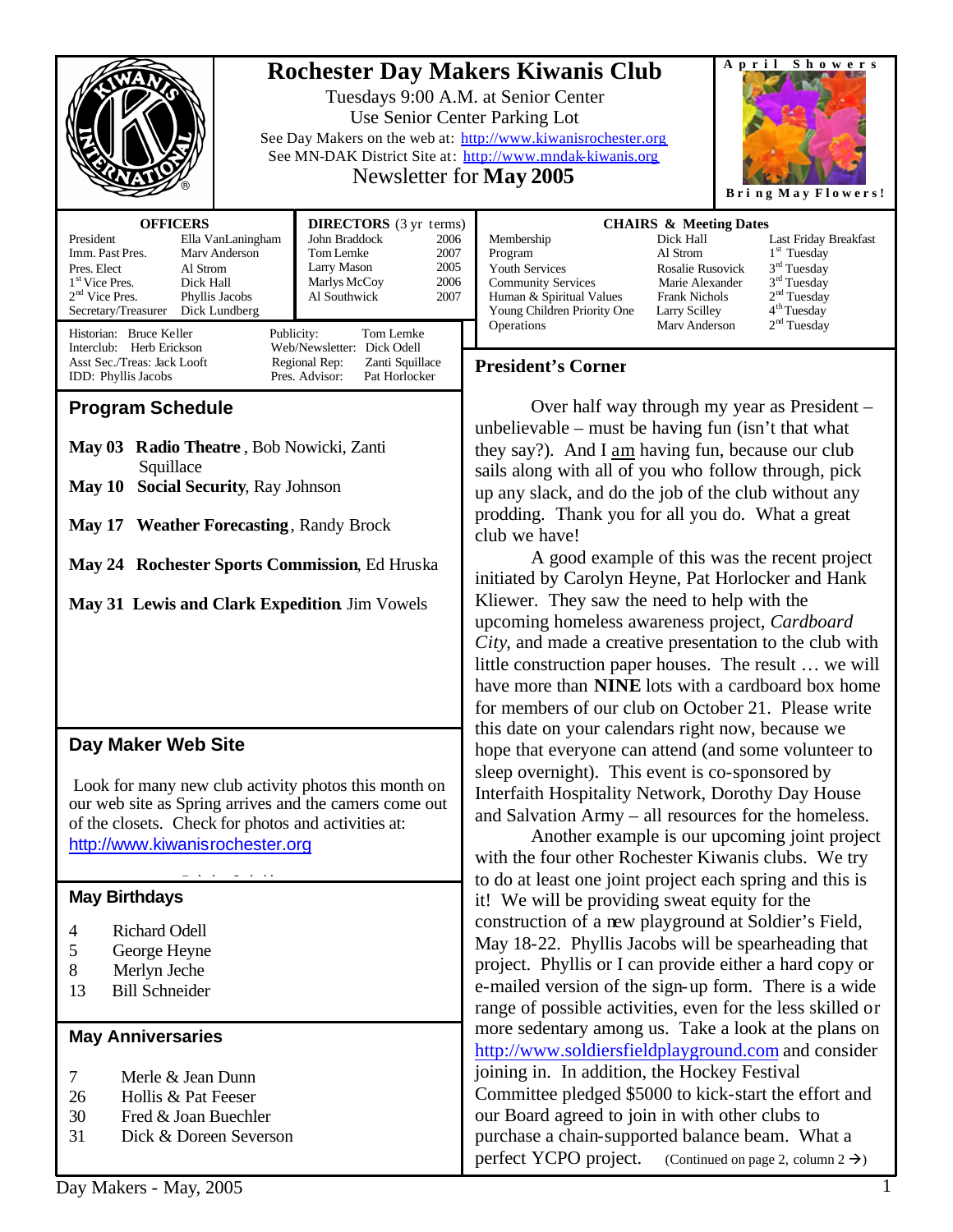# Rochester Day Makers Kiwanis Club

Tuesdays 9:00 A.M. at Senior Center
Use Senior Center Parking Lot
See Day Makers on the web at: http://www.kiwanisrochester.org
See MN-DAK District Site at: http://www.mndak-kiwanis.org
Newsletter for **May 2005**

April Showers — Bring May Flowers!

| OFFICERS | |
|---|---|
| President | Ella VanLaningham |
| Imm. Past Pres. | Marv Anderson |
| Pres. Elect | Al Strom |
| 1st Vice Pres. | Dick Hall |
| 2nd Vice Pres. | Phyllis Jacobs |
| Secretary/Treasurer | Dick Lundberg |

| DIRECTORS (3 yr terms) | |
|---|---|
| John Braddock | 2006 |
| Tom Lemke | 2007 |
| Larry Mason | 2005 |
| Marlys McCoy | 2006 |
| Al Southwick | 2007 |

Historian: Bruce Keller
Interclub: Herb Erickson
Asst Sec./Treas: Jack Looft
IDD: Phyllis Jacobs
Publicity: Tom Lemke
Web/Newsletter: Dick Odell
Regional Rep: Zanti Squillace
Pres. Advisor: Pat Horlocker

| CHAIRS & Meeting Dates | | |
|---|---|---|
| Membership | Dick Hall | Last Friday Breakfast |
| Program | Al Strom | 1st Tuesday |
| Youth Services | Rosalie Rusovick | 3rd Tuesday |
| Community Services | Marie Alexander | 3rd Tuesday |
| Human & Spiritual Values | Frank Nichols | 2nd Tuesday |
| Young Children Priority One | Larry Scilley | 4th Tuesday |
| Operations | Marv Anderson | 2nd Tuesday |

## Program Schedule

**May 03 Radio Theatre**, Bob Nowicki, Zanti Squillace
**May 10 Social Security**, Ray Johnson
**May 17 Weather Forecasting**, Randy Brock
**May 24 Rochester Sports Commission**, Ed Hruska
**May 31 Lewis and Clark Expedition**, Jim Vowels

## Day Maker Web Site

Look for many new club activity photos this month on our web site as Spring arrives and the camers come out of the closets. Check for photos and activities at: http://www.kiwanisrochester.org

## May Birthdays

4 Richard Odell
5 George Heyne
8 Merlyn Jeche
13 Bill Schneider

## May Anniversaries

7 Merle & Jean Dunn
26 Hollis & Pat Feeser
30 Fred & Joan Buechler
31 Dick & Doreen Severson

## President's Corner

Over half way through my year as President – unbelievable – must be having fun (isn't that what they say?). And I am having fun, because our club sails along with all of you who follow through, pick up any slack, and do the job of the club without any prodding. Thank you for all you do. What a great club we have!

A good example of this was the recent project initiated by Carolyn Heyne, Pat Horlocker and Hank Kliewer. They saw the need to help with the upcoming homeless awareness project, *Cardboard City*, and made a creative presentation to the club with little construction paper houses. The result … we will have more than **NINE** lots with a cardboard box home for members of our club on October 21. Please write this date on your calendars right now, because we hope that everyone can attend (and some volunteer to sleep overnight). This event is co-sponsored by Interfaith Hospitality Network, Dorothy Day House and Salvation Army – all resources for the homeless.

Another example is our upcoming joint project with the four other Rochester Kiwanis clubs. We try to do at least one joint project each spring and this is it! We will be providing sweat equity for the construction of a new playground at Soldier's Field, May 18-22. Phyllis Jacobs will be spearheading that project. Phyllis or I can provide either a hard copy or e-mailed version of the sign-up form. There is a wide range of possible activities, even for the less skilled or more sedentary among us. Take a look at the plans on http://www.soldiersfieldplayground.com and consider joining in. In addition, the Hockey Festival Committee pledged $5000 to kick-start the effort and our Board agreed to join in with other clubs to purchase a chain-supported balance beam. What a perfect YCPO project. (Continued on page 2, column 2 →)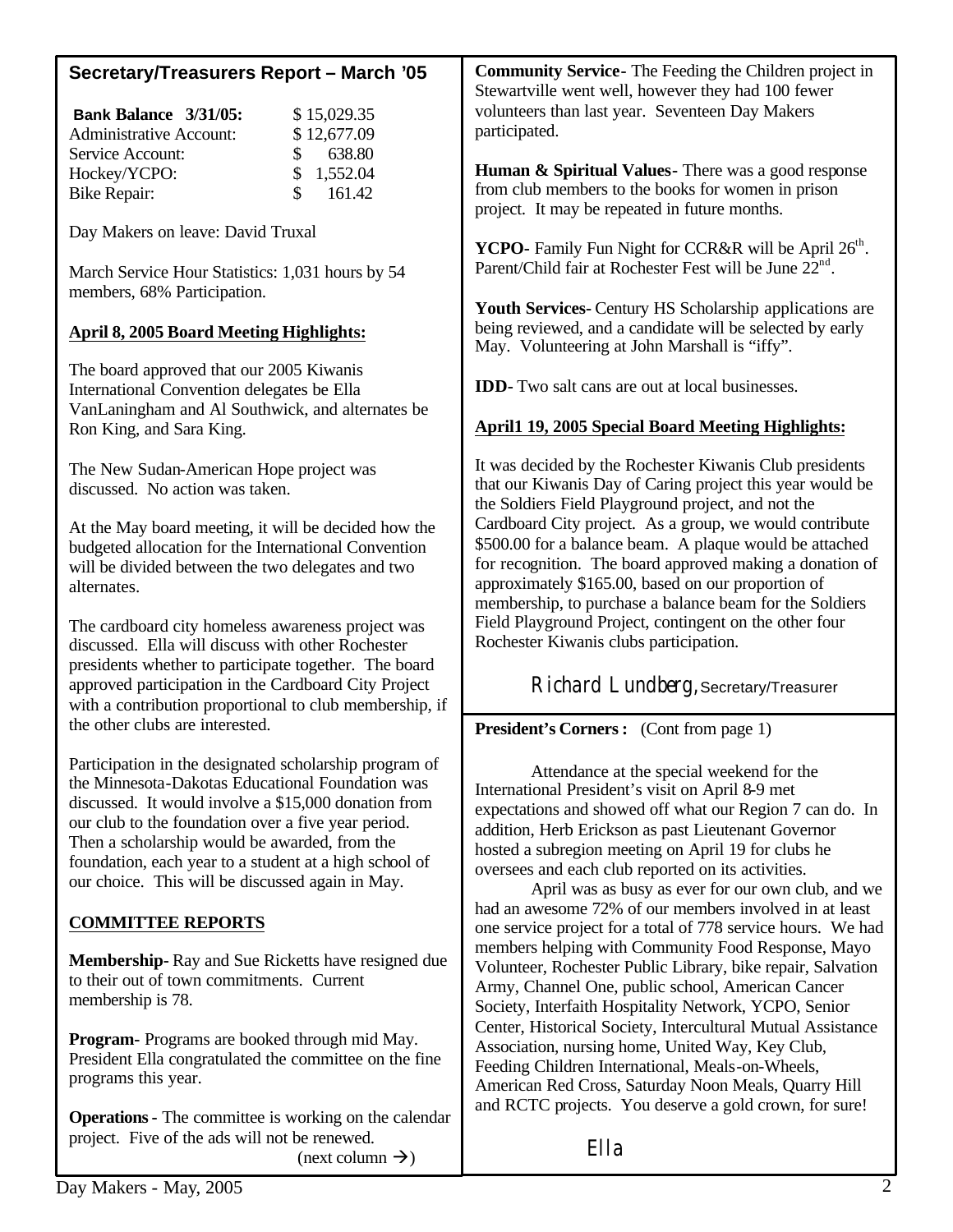## Secretary/Treasurers Report – March '05

| **Bank Balance 3/31/05:** | $ 15,029.35 |
| --- | --- |
| Administrative Account: | $ 12,677.09 |
| Service Account: | $ 638.80 |
| Hockey/YCPO: | $ 1,552.04 |
| Bike Repair: | $ 161.42 |

Day Makers on leave: David Truxal

March Service Hour Statistics: 1,031 hours by 54 members, 68% Participation.

**April 8, 2005 Board Meeting Highlights:**

The board approved that our 2005 Kiwanis International Convention delegates be Ella VanLaningham and Al Southwick, and alternates be Ron King, and Sara King.

The New Sudan-American Hope project was discussed. No action was taken.

At the May board meeting, it will be decided how the budgeted allocation for the International Convention will be divided between the two delegates and two alternates.

The cardboard city homeless awareness project was discussed. Ella will discuss with other Rochester presidents whether to participate together. The board approved participation in the Cardboard City Project with a contribution proportional to club membership, if the other clubs are interested.

Participation in the designated scholarship program of the Minnesota-Dakotas Educational Foundation was discussed. It would involve a $15,000 donation from our club to the foundation over a five year period. Then a scholarship would be awarded, from the foundation, each year to a student at a high school of our choice. This will be discussed again in May.

**COMMITTEE REPORTS**

**Membership**- Ray and Sue Ricketts have resigned due to their out of town commitments. Current membership is 78.

**Program**- Programs are booked through mid May. President Ella congratulated the committee on the fine programs this year.

**Operations** - The committee is working on the calendar project. Five of the ads will not be renewed.

**Community Service**- The Feeding the Children project in Stewartville went well, however they had 100 fewer volunteers than last year. Seventeen Day Makers participated.

**Human & Spiritual Values**- There was a good response from club members to the books for women in prison project. It may be repeated in future months.

**YCPO**- Family Fun Night for CCR&R will be April 26th. Parent/Child fair at Rochester Fest will be June 22nd.

**Youth Services**- Century HS Scholarship applications are being reviewed, and a candidate will be selected by early May. Volunteering at John Marshall is "iffy".

**IDD**- Two salt cans are out at local businesses.

**April1 19, 2005 Special Board Meeting Highlights:**

It was decided by the Rochester Kiwanis Club presidents that our Kiwanis Day of Caring project this year would be the Soldiers Field Playground project, and not the Cardboard City project. As a group, we would contribute $500.00 for a balance beam. A plaque would be attached for recognition. The board approved making a donation of approximately $165.00, based on our proportion of membership, to purchase a balance beam for the Soldiers Field Playground Project, contingent on the other four Rochester Kiwanis clubs participation.

Richard Lundberg, Secretary/Treasurer

**President's Corners:** (Cont from page 1)

Attendance at the special weekend for the International President's visit on April 8-9 met expectations and showed off what our Region 7 can do. In addition, Herb Erickson as past Lieutenant Governor hosted a subregion meeting on April 19 for clubs he oversees and each club reported on its activities.

April was as busy as ever for our own club, and we had an awesome 72% of our members involved in at least one service project for a total of 778 service hours. We had members helping with Community Food Response, Mayo Volunteer, Rochester Public Library, bike repair, Salvation Army, Channel One, public school, American Cancer Society, Interfaith Hospitality Network, YCPO, Senior Center, Historical Society, Intercultural Mutual Assistance Association, nursing home, United Way, Key Club, Feeding Children International, Meals-on-Wheels, American Red Cross, Saturday Noon Meals, Quarry Hill and RCTC projects. You deserve a gold crown, for sure!

Ella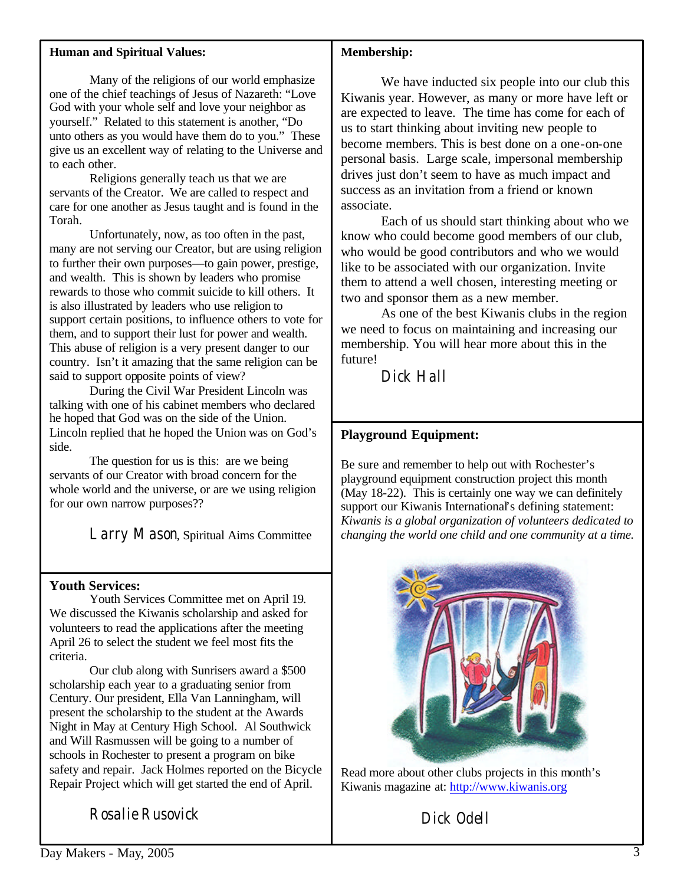## Human and Spiritual Values:

Many of the religions of our world emphasize one of the chief teachings of Jesus of Nazareth: "Love God with your whole self and love your neighbor as yourself." Related to this statement is another, "Do unto others as you would have them do to you." These give us an excellent way of relating to the Universe and to each other.

Religions generally teach us that we are servants of the Creator. We are called to respect and care for one another as Jesus taught and is found in the Torah.

Unfortunately, now, as too often in the past, many are not serving our Creator, but are using religion to further their own purposes—to gain power, prestige, and wealth. This is shown by leaders who promise rewards to those who commit suicide to kill others. It is also illustrated by leaders who use religion to support certain positions, to influence others to vote for them, and to support their lust for power and wealth. This abuse of religion is a very present danger to our country. Isn't it amazing that the same religion can be said to support opposite points of view?

During the Civil War President Lincoln was talking with one of his cabinet members who declared he hoped that God was on the side of the Union. Lincoln replied that he hoped the Union was on God's side.

The question for us is this: are we being servants of our Creator with broad concern for the whole world and the universe, or are we using religion for our own narrow purposes??

Larry Mason, Spiritual Aims Committee

## Youth Services:

Youth Services Committee met on April 19. We discussed the Kiwanis scholarship and asked for volunteers to read the applications after the meeting April 26 to select the student we feel most fits the criteria.

Our club along with Sunrisers award a $500 scholarship each year to a graduating senior from Century. Our president, Ella Van Lanningham, will present the scholarship to the student at the Awards Night in May at Century High School. Al Southwick and Will Rasmussen will be going to a number of schools in Rochester to present a program on bike safety and repair. Jack Holmes reported on the Bicycle Repair Project which will get started the end of April.

Rosalie Rusovick

## Membership:

We have inducted six people into our club this Kiwanis year. However, as many or more have left or are expected to leave. The time has come for each of us to start thinking about inviting new people to become members. This is best done on a one-on-one personal basis. Large scale, impersonal membership drives just don't seem to have as much impact and success as an invitation from a friend or known associate.

Each of us should start thinking about who we know who could become good members of our club, who would be good contributors and who we would like to be associated with our organization. Invite them to attend a well chosen, interesting meeting or two and sponsor them as a new member.

As one of the best Kiwanis clubs in the region we need to focus on maintaining and increasing our membership. You will hear more about this in the future!

Dick Hall

## Playground Equipment:

Be sure and remember to help out with Rochester's playground equipment construction project this month (May 18-22). This is certainly one way we can definitely support our Kiwanis International's defining statement: *Kiwanis is a global organization of volunteers dedicated to changing the world one child and one community at a time.*

Read more about other clubs projects in this month's Kiwanis magazine at: http://www.kiwanis.org

Dick Odell